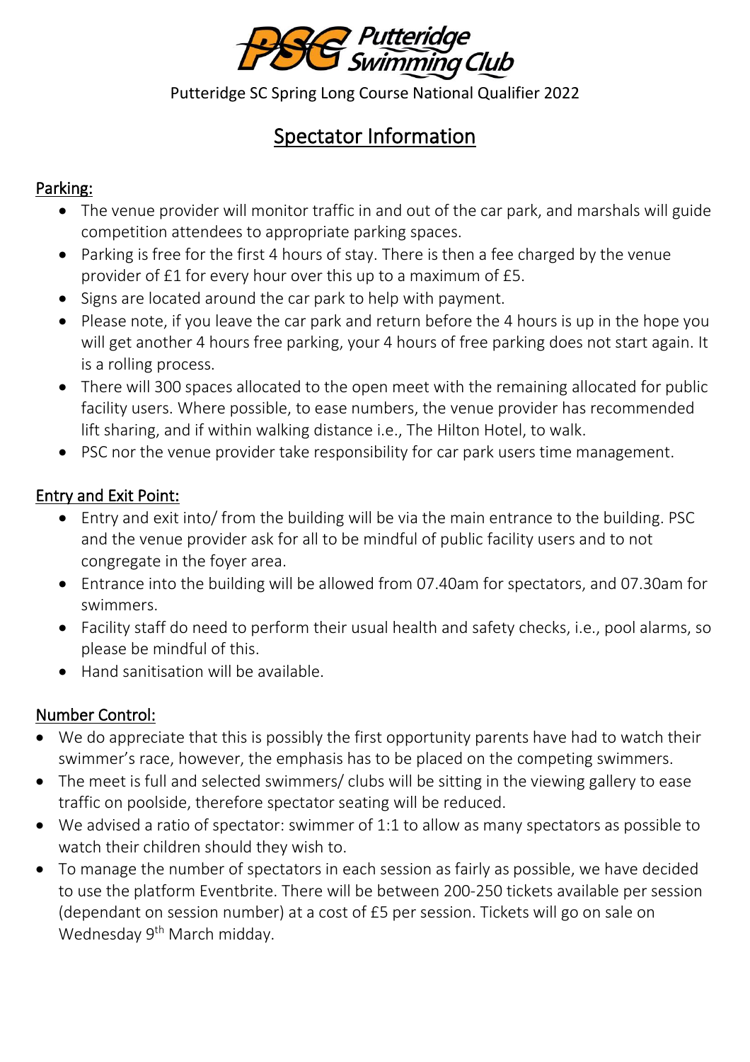Putteridge Swimming Club

Putteridge SC Spring Long Course National Qualifier 2022

# Spectator Information

## Parking:

- The venue provider will monitor traffic in and out of the car park, and marshals will guide competition attendees to appropriate parking spaces.
- Parking is free for the first 4 hours of stay. There is then a fee charged by the venue provider of £1 for every hour over this up to a maximum of £5.
- Signs are located around the car park to help with payment.
- Please note, if you leave the car park and return before the 4 hours is up in the hope you will get another 4 hours free parking, your 4 hours of free parking does not start again. It is a rolling process.
- There will 300 spaces allocated to the open meet with the remaining allocated for public facility users. Where possible, to ease numbers, the venue provider has recommended lift sharing, and if within walking distance i.e., The Hilton Hotel, to walk.
- PSC nor the venue provider take responsibility for car park users time management.

## Entry and Exit Point:

- Entry and exit into/ from the building will be via the main entrance to the building. PSC and the venue provider ask for all to be mindful of public facility users and to not congregate in the foyer area.
- Entrance into the building will be allowed from 07.40am for spectators, and 07.30am for swimmers.
- Facility staff do need to perform their usual health and safety checks, i.e., pool alarms, so please be mindful of this.
- Hand sanitisation will be available.

## Number Control:

- We do appreciate that this is possibly the first opportunity parents have had to watch their swimmer's race, however, the emphasis has to be placed on the competing swimmers.
- The meet is full and selected swimmers/ clubs will be sitting in the viewing gallery to ease traffic on poolside, therefore spectator seating will be reduced.
- We advised a ratio of spectator: swimmer of 1:1 to allow as many spectators as possible to watch their children should they wish to.
- To manage the number of spectators in each session as fairly as possible, we have decided to use the platform Eventbrite. There will be between 200-250 tickets available per session (dependant on session number) at a cost of £5 per session. Tickets will go on sale on Wednesday 9th March midday.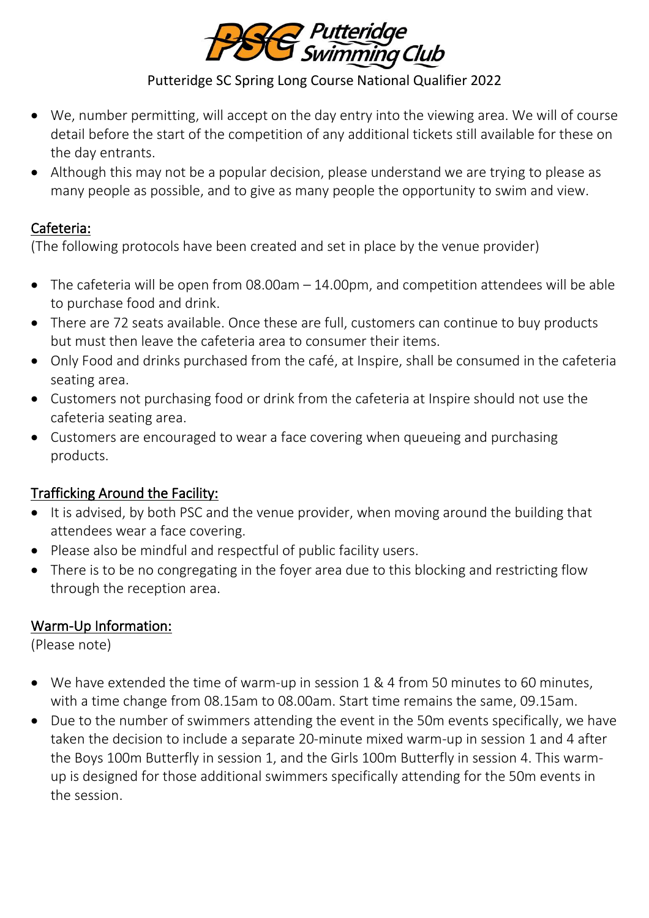Putteridge SC Spring Long Course National Qualifier 2022

- We, number permitting, will accept on the day entry into the viewing area. We will of course detail before the start of the competition of any additional tickets still available for these on the day entrants.
- Although this may not be a popular decision, please understand we are trying to please as many people as possible, and to give as many people the opportunity to swim and view.

## Cafeteria:

(The following protocols have been created and set in place by the venue provider)

- The cafeteria will be open from 08.00am – 14.00pm, and competition attendees will be able to purchase food and drink.
- There are 72 seats available. Once these are full, customers can continue to buy products but must then leave the cafeteria area to consumer their items.
- Only Food and drinks purchased from the café, at Inspire, shall be consumed in the cafeteria seating area.
- Customers not purchasing food or drink from the cafeteria at Inspire should not use the cafeteria seating area.
- Customers are encouraged to wear a face covering when queueing and purchasing products.

## Trafficking Around the Facility:

- It is advised, by both PSC and the venue provider, when moving around the building that attendees wear a face covering.
- Please also be mindful and respectful of public facility users.
- There is to be no congregating in the foyer area due to this blocking and restricting flow through the reception area.

## Warm-Up Information:

(Please note)

- We have extended the time of warm-up in session 1 & 4 from 50 minutes to 60 minutes, with a time change from 08.15am to 08.00am. Start time remains the same, 09.15am.
- Due to the number of swimmers attending the event in the 50m events specifically, we have taken the decision to include a separate 20-minute mixed warm-up in session 1 and 4 after the Boys 100m Butterfly in session 1, and the Girls 100m Butterfly in session 4. This warm-up is designed for those additional swimmers specifically attending for the 50m events in the session.